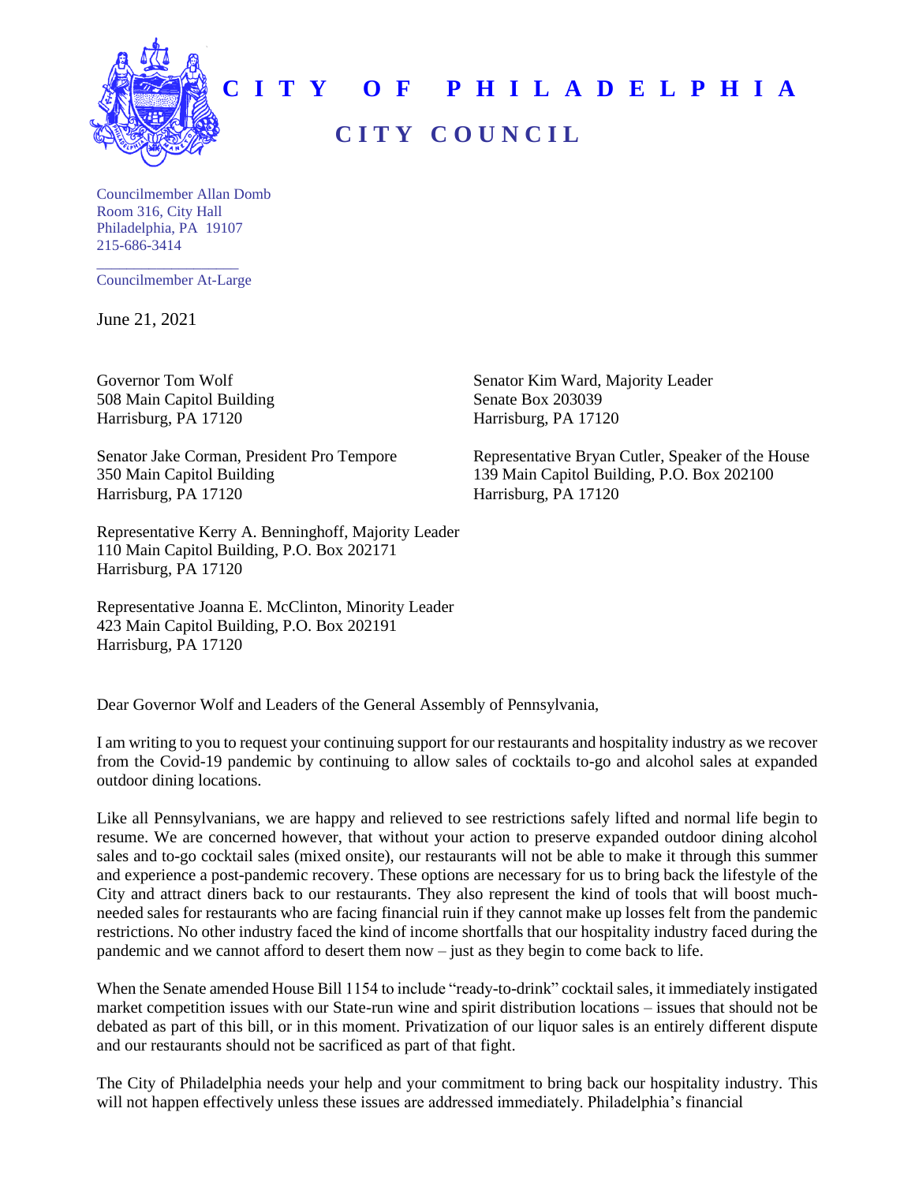# CITY OF PHILADELPHIA

## CITY COUNCIL

Councilmember Allan Domb
Room 316, City Hall
Philadelphia, PA 19107
215-686-3414

Councilmember At-Large

June 21, 2021

Governor Tom Wolf
508 Main Capitol Building
Harrisburg, PA 17120

Senator Kim Ward, Majority Leader
Senate Box 203039
Harrisburg, PA 17120

Senator Jake Corman, President Pro Tempore
350 Main Capitol Building
Harrisburg, PA 17120

Representative Bryan Cutler, Speaker of the House
139 Main Capitol Building, P.O. Box 202100
Harrisburg, PA 17120

Representative Kerry A. Benninghoff, Majority Leader
110 Main Capitol Building, P.O. Box 202171
Harrisburg, PA 17120

Representative Joanna E. McClinton, Minority Leader
423 Main Capitol Building, P.O. Box 202191
Harrisburg, PA 17120

Dear Governor Wolf and Leaders of the General Assembly of Pennsylvania,

I am writing to you to request your continuing support for our restaurants and hospitality industry as we recover from the Covid-19 pandemic by continuing to allow sales of cocktails to-go and alcohol sales at expanded outdoor dining locations.

Like all Pennsylvanians, we are happy and relieved to see restrictions safely lifted and normal life begin to resume. We are concerned however, that without your action to preserve expanded outdoor dining alcohol sales and to-go cocktail sales (mixed onsite), our restaurants will not be able to make it through this summer and experience a post-pandemic recovery. These options are necessary for us to bring back the lifestyle of the City and attract diners back to our restaurants. They also represent the kind of tools that will boost much-needed sales for restaurants who are facing financial ruin if they cannot make up losses felt from the pandemic restrictions. No other industry faced the kind of income shortfalls that our hospitality industry faced during the pandemic and we cannot afford to desert them now – just as they begin to come back to life.

When the Senate amended House Bill 1154 to include "ready-to-drink" cocktail sales, it immediately instigated market competition issues with our State-run wine and spirit distribution locations – issues that should not be debated as part of this bill, or in this moment. Privatization of our liquor sales is an entirely different dispute and our restaurants should not be sacrificed as part of that fight.

The City of Philadelphia needs your help and your commitment to bring back our hospitality industry. This will not happen effectively unless these issues are addressed immediately. Philadelphia's financial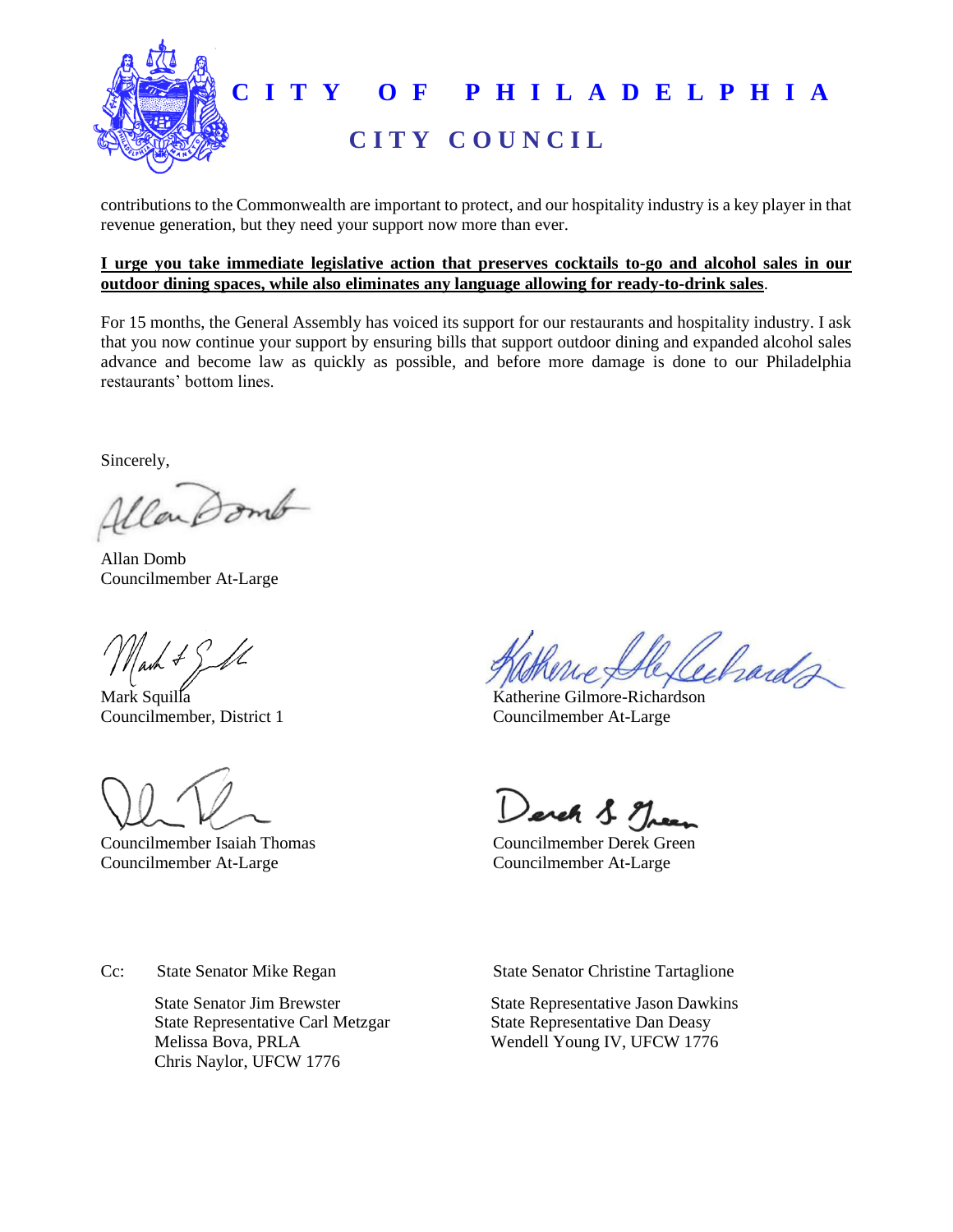contributions to the Commonwealth are important to protect, and our hospitality industry is a key player in that revenue generation, but they need your support now more than ever.

**I urge you take immediate legislative action that preserves cocktails to-go and alcohol sales in our outdoor dining spaces, while also eliminates any language allowing for ready-to-drink sales**.

For 15 months, the General Assembly has voiced its support for our restaurants and hospitality industry. I ask that you now continue your support by ensuring bills that support outdoor dining and expanded alcohol sales advance and become law as quickly as possible, and before more damage is done to our Philadelphia restaurants' bottom lines.

Sincerely,

Allan Domb
Councilmember At-Large

Mark Squilla
Councilmember, District 1

Katherine Gilmore-Richardson
Councilmember At-Large

Councilmember Isaiah Thomas
Councilmember At-Large

Councilmember Derek Green
Councilmember At-Large

Cc: State Senator Mike Regan
State Senator Christine Tartaglione
State Senator Jim Brewster
State Representative Jason Dawkins
State Representative Carl Metzgar
State Representative Dan Deasy
Melissa Bova, PRLA
Wendell Young IV, UFCW 1776
Chris Naylor, UFCW 1776